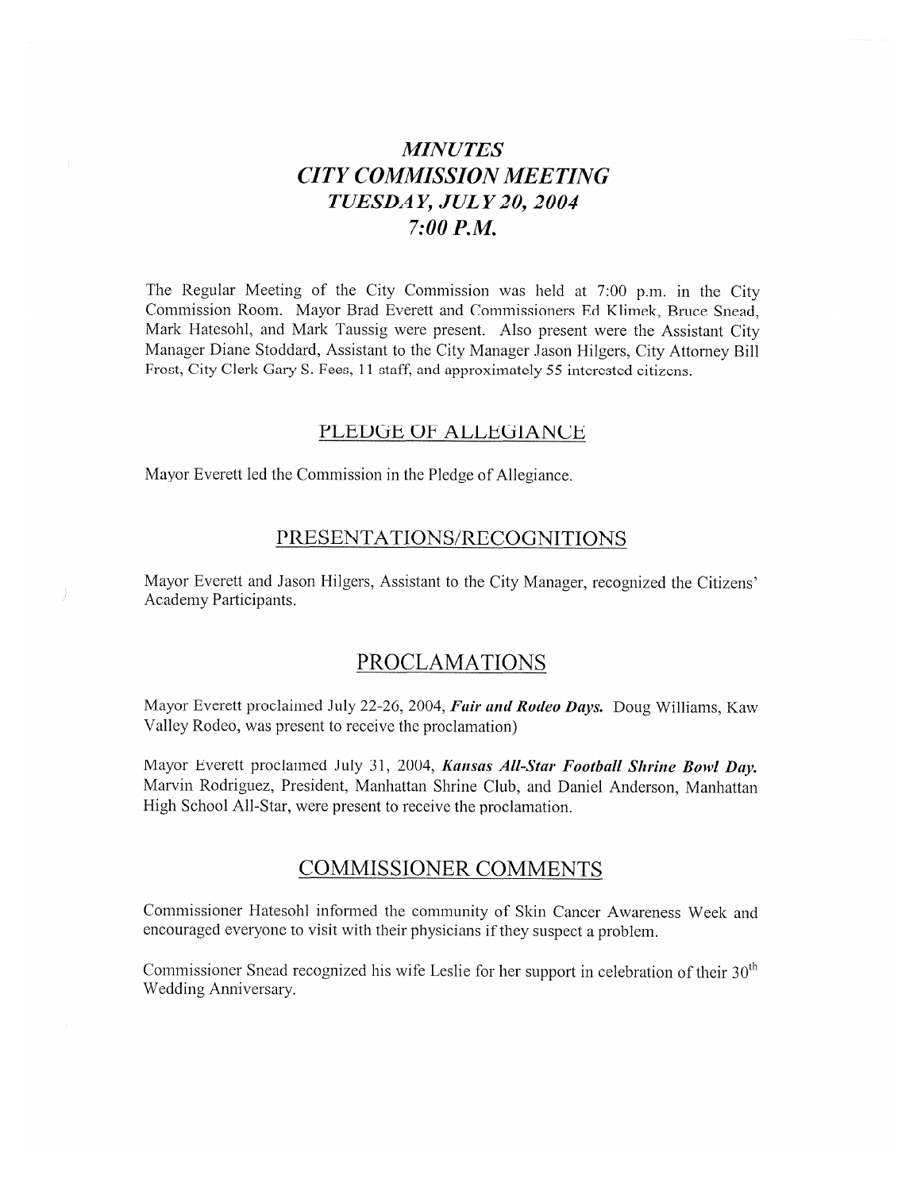# *MINUTES*
# *CITY COMMISSION MEETING*
# *TUESDAY, JULY 20, 2004*
# *7:00 P.M.*

The Regular Meeting of the City Commission was held at 7:00 p.m. in the City Commission Room. Mayor Brad Everett and Commissioners Ed Klimek, Bruce Snead, Mark Hatesohl, and Mark Taussig were present. Also present were the Assistant City Manager Diane Stoddard, Assistant to the City Manager Jason Hilgers, City Attorney Bill Frost, City Clerk Gary S. Fees, 11 staff, and approximately 55 interested citizens.

## PLEDGE OF ALLEGIANCE

Mayor Everett led the Commission in the Pledge of Allegiance.

## PRESENTATIONS/RECOGNITIONS

Mayor Everett and Jason Hilgers, Assistant to the City Manager, recognized the Citizens' Academy Participants.

## PROCLAMATIONS

Mayor Everett proclaimed July 22-26, 2004, ***Fair and Rodeo Days.*** Doug Williams, Kaw Valley Rodeo, was present to receive the proclamation)

Mayor Everett proclaimed July 31, 2004, ***Kansas All-Star Football Shrine Bowl Day.*** Marvin Rodriguez, President, Manhattan Shrine Club, and Daniel Anderson, Manhattan High School All-Star, were present to receive the proclamation.

## COMMISSIONER COMMENTS

Commissioner Hatesohl informed the community of Skin Cancer Awareness Week and encouraged everyone to visit with their physicians if they suspect a problem.

Commissioner Snead recognized his wife Leslie for her support in celebration of their 30th Wedding Anniversary.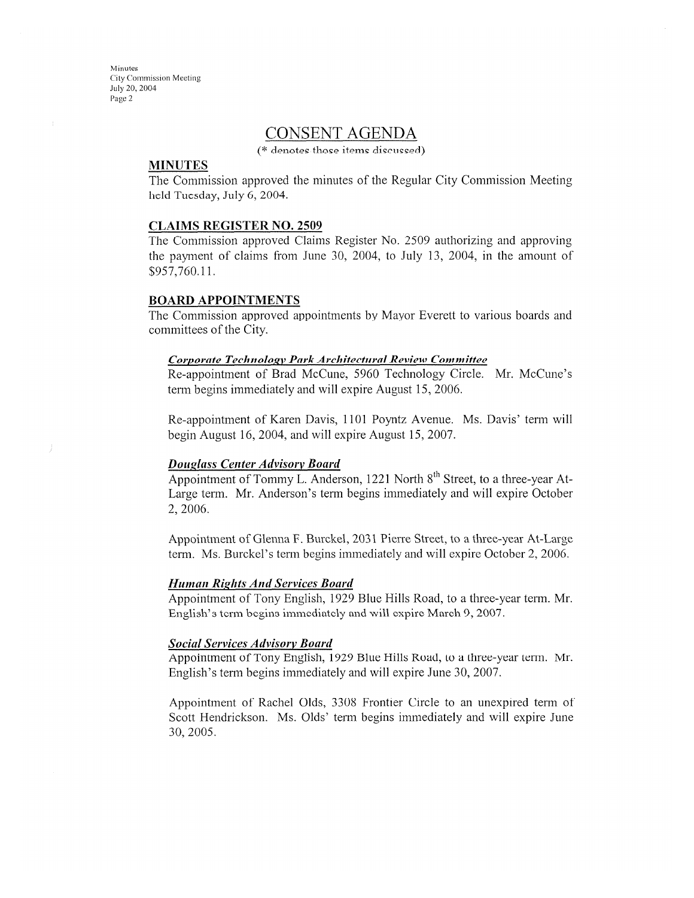# CONSENT AGENDA

(* denotes those items discussed)

## MINUTES

The Commission approved the minutes of the Regular City Commission Meeting held Tuesday, July 6, 2004.

## CLAIMS REGISTER NO. 2509

The Commission approved Claims Register No. 2509 authorizing and approving the payment of claims from June 30, 2004, to July 13, 2004, in the amount of $957,760.11.

## BOARD APPOINTMENTS

The Commission approved appointments by Mayor Everett to various boards and committees of the City.

### *Corporate Technology Park Architectural Review Committee*

Re-appointment of Brad McCune, 5960 Technology Circle. Mr. McCune's term begins immediately and will expire August 15, 2006.

Re-appointment of Karen Davis, 1101 Poyntz Avenue. Ms. Davis' term will begin August 16, 2004, and will expire August 15, 2007.

### *Douglass Center Advisory Board*

Appointment of Tommy L. Anderson, 1221 North 8th Street, to a three-year At-Large term. Mr. Anderson's term begins immediately and will expire October 2, 2006.

Appointment of Glenna F. Burckel, 2031 Pierre Street, to a three-year At-Large term. Ms. Burckel's term begins immediately and will expire October 2, 2006.

### *Human Rights And Services Board*

Appointment of Tony English, 1929 Blue Hills Road, to a three-year term. Mr. English's term begins immediately and will expire March 9, 2007.

### *Social Services Advisory Board*

Appointment of Tony English, 1929 Blue Hills Road, to a three-year term. Mr. English's term begins immediately and will expire June 30, 2007.

Appointment of Rachel Olds, 3308 Frontier Circle to an unexpired term of Scott Hendrickson. Ms. Olds' term begins immediately and will expire June 30, 2005.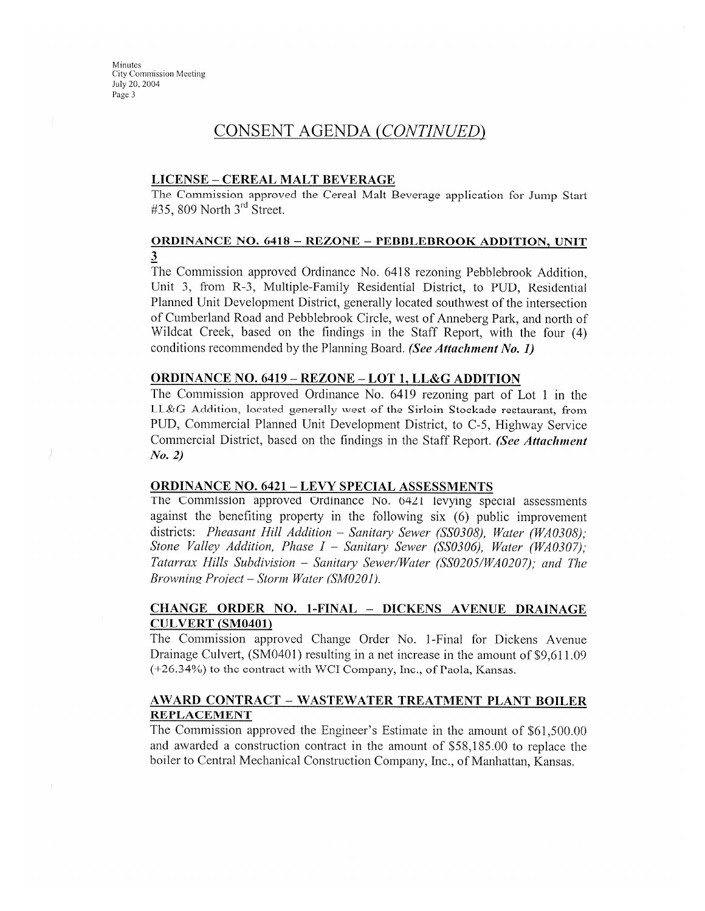# CONSENT AGENDA *(CONTINUED)*

## LICENSE – CEREAL MALT BEVERAGE

The Commission approved the Cereal Malt Beverage application for Jump Start #35, 809 North 3rd Street.

## ORDINANCE NO. 6418 – REZONE – PEBBLEBROOK ADDITION, UNIT 3

The Commission approved Ordinance No. 6418 rezoning Pebblebrook Addition, Unit 3, from R-3, Multiple-Family Residential District, to PUD, Residential Planned Unit Development District, generally located southwest of the intersection of Cumberland Road and Pebblebrook Circle, west of Anneberg Park, and north of Wildcat Creek, based on the findings in the Staff Report, with the four (4) conditions recommended by the Planning Board. ***(See Attachment No. 1)***

## ORDINANCE NO. 6419 – REZONE – LOT 1, LL&G ADDITION

The Commission approved Ordinance No. 6419 rezoning part of Lot 1 in the LL&G Addition, located generally west of the Sirloin Stockade restaurant, from PUD, Commercial Planned Unit Development District, to C-5, Highway Service Commercial District, based on the findings in the Staff Report. ***(See Attachment No. 2)***

## ORDINANCE NO. 6421 – LEVY SPECIAL ASSESSMENTS

The Commission approved Ordinance No. 6421 levying special assessments against the benefiting property in the following six (6) public improvement districts: *Pheasant Hill Addition – Sanitary Sewer (SS0308), Water (WA0308); Stone Valley Addition, Phase I – Sanitary Sewer (SS0306), Water (WA0307); Tatarrax Hills Subdivision – Sanitary Sewer/Water (SS0205/WA0207); and The Browning Project – Storm Water (SM0201).*

## CHANGE ORDER NO. 1-FINAL – DICKENS AVENUE DRAINAGE CULVERT (SM0401)

The Commission approved Change Order No. 1-Final for Dickens Avenue Drainage Culvert, (SM0401) resulting in a net increase in the amount of $9,611.09 (+26.34%) to the contract with WCI Company, Inc., of Paola, Kansas.

## AWARD CONTRACT – WASTEWATER TREATMENT PLANT BOILER REPLACEMENT

The Commission approved the Engineer's Estimate in the amount of $61,500.00 and awarded a construction contract in the amount of $58,185.00 to replace the boiler to Central Mechanical Construction Company, Inc., of Manhattan, Kansas.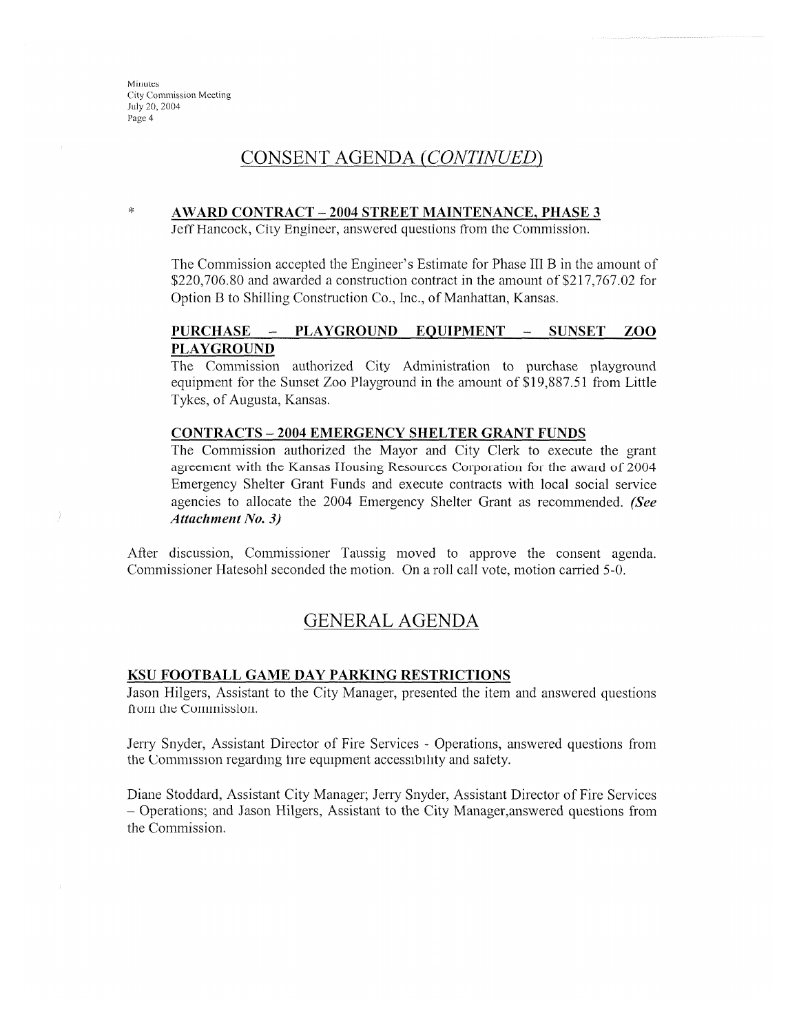## CONSENT AGENDA (*CONTINUED*)

\* **AWARD CONTRACT – 2004 STREET MAINTENANCE, PHASE 3**

Jeff Hancock, City Engineer, answered questions from the Commission.

The Commission accepted the Engineer's Estimate for Phase III B in the amount of $220,706.80 and awarded a construction contract in the amount of $217,767.02 for Option B to Shilling Construction Co., Inc., of Manhattan, Kansas.

**PURCHASE – PLAYGROUND EQUIPMENT – SUNSET ZOO PLAYGROUND**

The Commission authorized City Administration to purchase playground equipment for the Sunset Zoo Playground in the amount of $19,887.51 from Little Tykes, of Augusta, Kansas.

**CONTRACTS – 2004 EMERGENCY SHELTER GRANT FUNDS**

The Commission authorized the Mayor and City Clerk to execute the grant agreement with the Kansas Housing Resources Corporation for the award of 2004 Emergency Shelter Grant Funds and execute contracts with local social service agencies to allocate the 2004 Emergency Shelter Grant as recommended. ***(See Attachment No. 3)***

After discussion, Commissioner Taussig moved to approve the consent agenda. Commissioner Hatesohl seconded the motion. On a roll call vote, motion carried 5-0.

## GENERAL AGENDA

**KSU FOOTBALL GAME DAY PARKING RESTRICTIONS**

Jason Hilgers, Assistant to the City Manager, presented the item and answered questions from the Commission.

Jerry Snyder, Assistant Director of Fire Services - Operations, answered questions from the Commission regarding fire equipment accessibility and safety.

Diane Stoddard, Assistant City Manager; Jerry Snyder, Assistant Director of Fire Services – Operations; and Jason Hilgers, Assistant to the City Manager,answered questions from the Commission.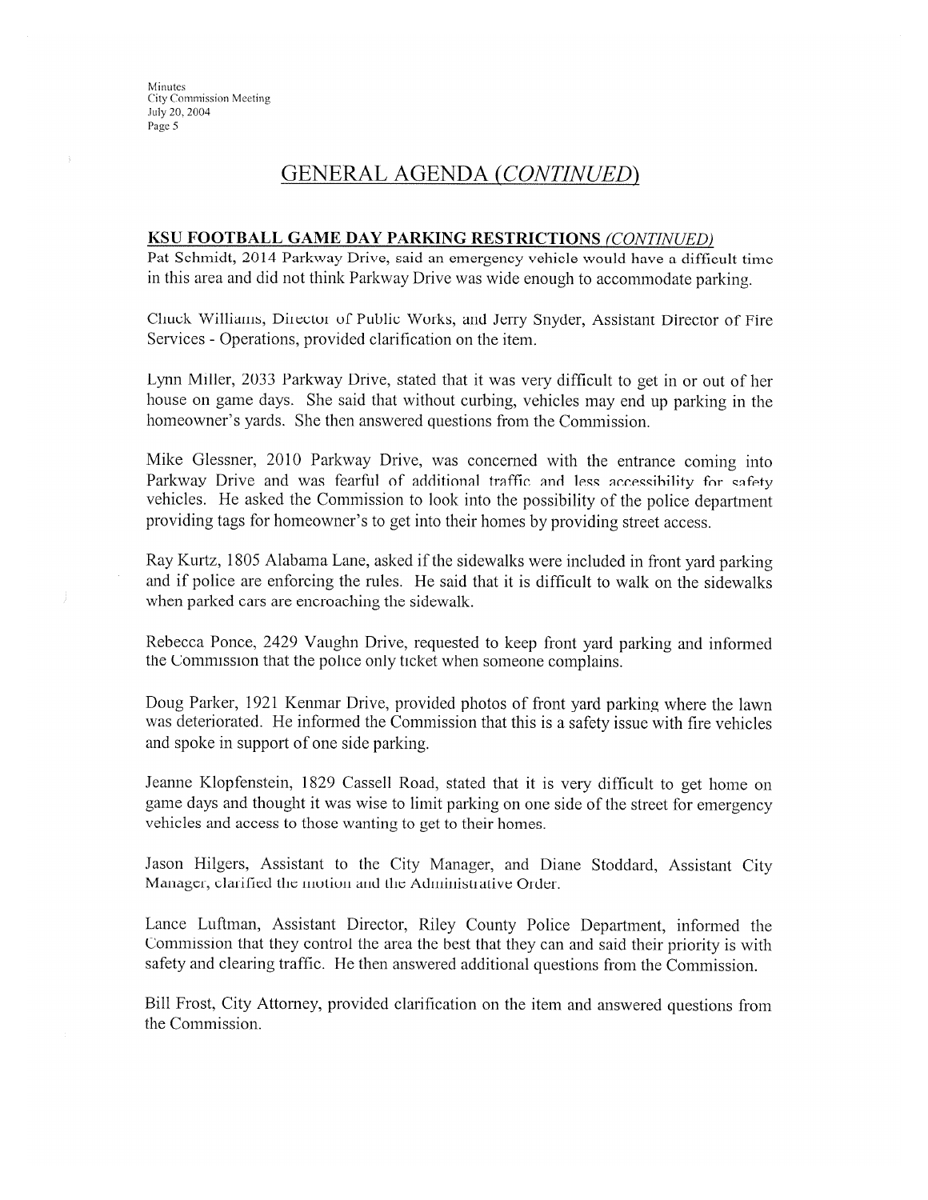# GENERAL AGENDA *(CONTINUED)*

**KSU FOOTBALL GAME DAY PARKING RESTRICTIONS** *(CONTINUED)*

Pat Schmidt, 2014 Parkway Drive, said an emergency vehicle would have a difficult time in this area and did not think Parkway Drive was wide enough to accommodate parking.

Chuck Williams, Director of Public Works, and Jerry Snyder, Assistant Director of Fire Services - Operations, provided clarification on the item.

Lynn Miller, 2033 Parkway Drive, stated that it was very difficult to get in or out of her house on game days. She said that without curbing, vehicles may end up parking in the homeowner's yards. She then answered questions from the Commission.

Mike Glessner, 2010 Parkway Drive, was concerned with the entrance coming into Parkway Drive and was fearful of additional traffic and less accessibility for safety vehicles. He asked the Commission to look into the possibility of the police department providing tags for homeowner's to get into their homes by providing street access.

Ray Kurtz, 1805 Alabama Lane, asked if the sidewalks were included in front yard parking and if police are enforcing the rules. He said that it is difficult to walk on the sidewalks when parked cars are encroaching the sidewalk.

Rebecca Ponce, 2429 Vaughn Drive, requested to keep front yard parking and informed the Commission that the police only ticket when someone complains.

Doug Parker, 1921 Kenmar Drive, provided photos of front yard parking where the lawn was deteriorated. He informed the Commission that this is a safety issue with fire vehicles and spoke in support of one side parking.

Jeanne Klopfenstein, 1829 Cassell Road, stated that it is very difficult to get home on game days and thought it was wise to limit parking on one side of the street for emergency vehicles and access to those wanting to get to their homes.

Jason Hilgers, Assistant to the City Manager, and Diane Stoddard, Assistant City Manager, clarified the motion and the Administrative Order.

Lance Luftman, Assistant Director, Riley County Police Department, informed the Commission that they control the area the best that they can and said their priority is with safety and clearing traffic. He then answered additional questions from the Commission.

Bill Frost, City Attorney, provided clarification on the item and answered questions from the Commission.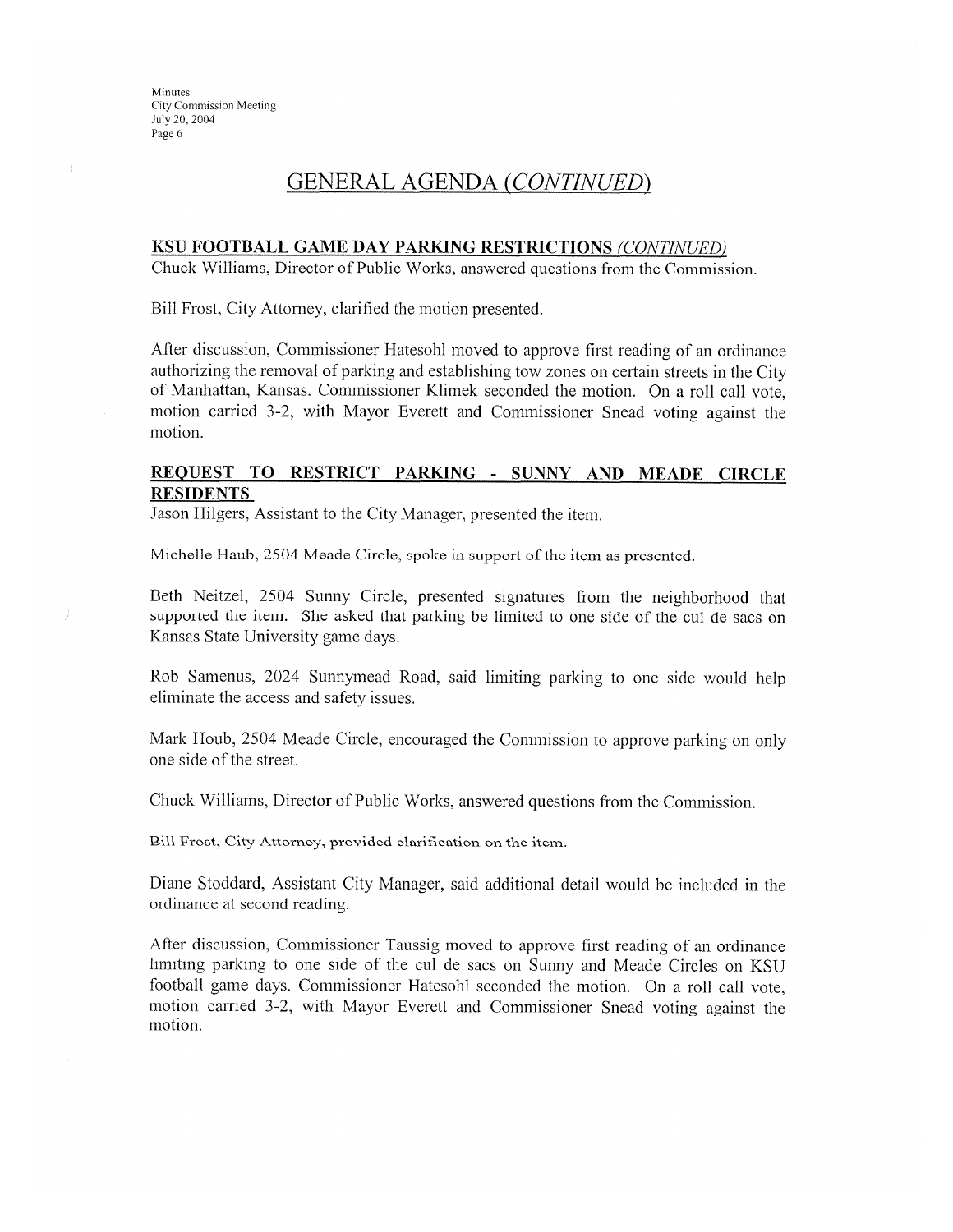## GENERAL AGENDA *(CONTINUED)*

**KSU FOOTBALL GAME DAY PARKING RESTRICTIONS** *(CONTINUED)*

Chuck Williams, Director of Public Works, answered questions from the Commission.

Bill Frost, City Attorney, clarified the motion presented.

After discussion, Commissioner Hatesohl moved to approve first reading of an ordinance authorizing the removal of parking and establishing tow zones on certain streets in the City of Manhattan, Kansas. Commissioner Klimek seconded the motion. On a roll call vote, motion carried 3-2, with Mayor Everett and Commissioner Snead voting against the motion.

**REQUEST TO RESTRICT PARKING - SUNNY AND MEADE CIRCLE RESIDENTS**

Jason Hilgers, Assistant to the City Manager, presented the item.

Michelle Haub, 2504 Meade Circle, spoke in support of the item as presented.

Beth Neitzel, 2504 Sunny Circle, presented signatures from the neighborhood that supported the item. She asked that parking be limited to one side of the cul de sacs on Kansas State University game days.

Rob Samenus, 2024 Sunnymead Road, said limiting parking to one side would help eliminate the access and safety issues.

Mark Houb, 2504 Meade Circle, encouraged the Commission to approve parking on only one side of the street.

Chuck Williams, Director of Public Works, answered questions from the Commission.

Bill Frost, City Attorney, provided clarification on the item.

Diane Stoddard, Assistant City Manager, said additional detail would be included in the ordinance at second reading.

After discussion, Commissioner Taussig moved to approve first reading of an ordinance limiting parking to one side of the cul de sacs on Sunny and Meade Circles on KSU football game days. Commissioner Hatesohl seconded the motion. On a roll call vote, motion carried 3-2, with Mayor Everett and Commissioner Snead voting against the motion.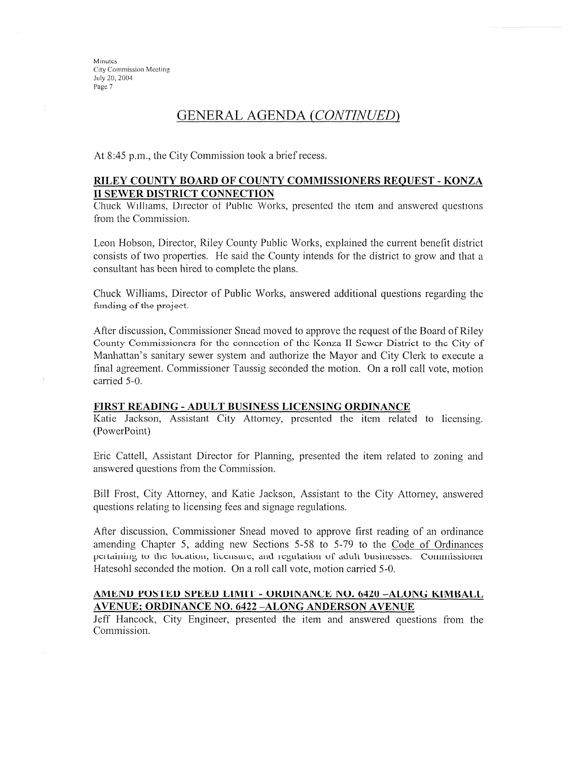## GENERAL AGENDA (*CONTINUED*)

At 8:45 p.m., the City Commission took a brief recess.

**RILEY COUNTY BOARD OF COUNTY COMMISSIONERS REQUEST - KONZA II SEWER DISTRICT CONNECTION**

Chuck Williams, Director of Public Works, presented the item and answered questions from the Commission.

Leon Hobson, Director, Riley County Public Works, explained the current benefit district consists of two properties. He said the County intends for the district to grow and that a consultant has been hired to complete the plans.

Chuck Williams, Director of Public Works, answered additional questions regarding the funding of the project.

After discussion, Commissioner Snead moved to approve the request of the Board of Riley County Commissioners for the connection of the Konza II Sewer District to the City of Manhattan's sanitary sewer system and authorize the Mayor and City Clerk to execute a final agreement. Commissioner Taussig seconded the motion. On a roll call vote, motion carried 5-0.

**FIRST READING - ADULT BUSINESS LICENSING ORDINANCE**

Katie Jackson, Assistant City Attorney, presented the item related to licensing. (PowerPoint)

Eric Cattell, Assistant Director for Planning, presented the item related to zoning and answered questions from the Commission.

Bill Frost, City Attorney, and Katie Jackson, Assistant to the City Attorney, answered questions relating to licensing fees and signage regulations.

After discussion, Commissioner Snead moved to approve first reading of an ordinance amending Chapter 5, adding new Sections 5-58 to 5-79 to the Code of Ordinances pertaining to the location, licensure, and regulation of adult businesses. Commissioner Hatesohl seconded the motion. On a roll call vote, motion carried 5-0.

**AMEND POSTED SPEED LIMIT - ORDINANCE NO. 6420 –ALONG KIMBALL AVENUE; ORDINANCE NO. 6422 –ALONG ANDERSON AVENUE**

Jeff Hancock, City Engineer, presented the item and answered questions from the Commission.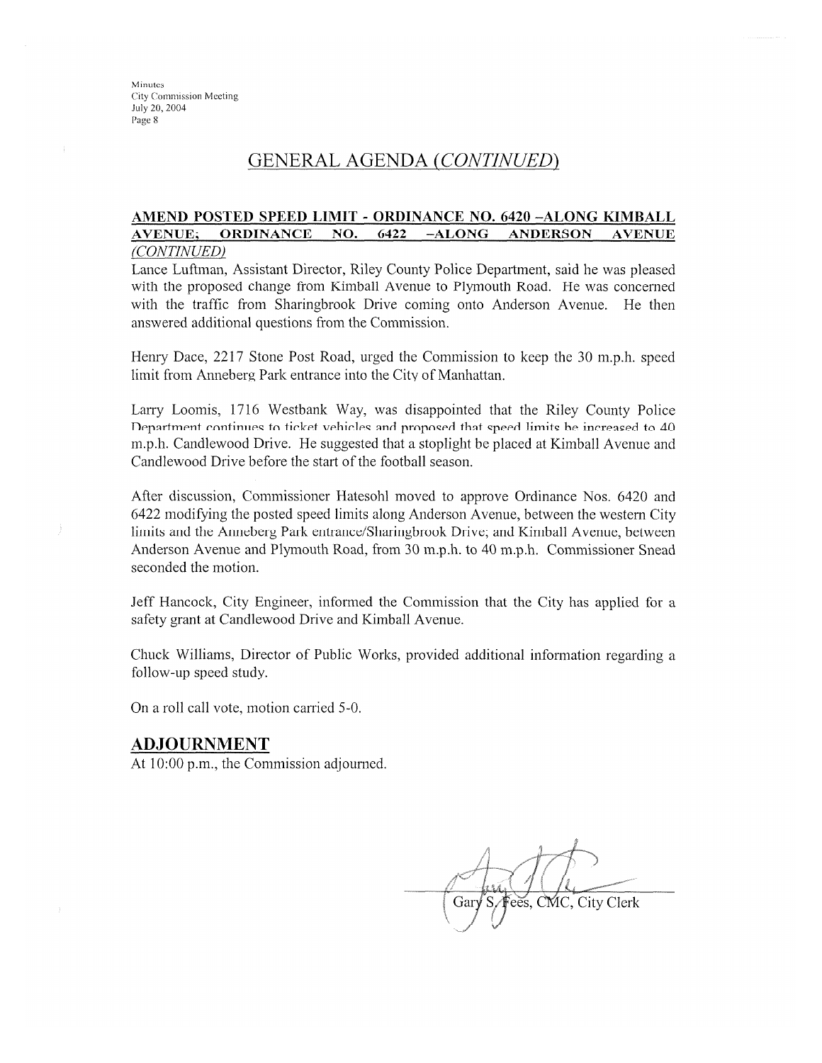## GENERAL AGENDA *(CONTINUED)*

**AMEND POSTED SPEED LIMIT - ORDINANCE NO. 6420 –ALONG KIMBALL AVENUE; ORDINANCE NO. 6422 –ALONG ANDERSON AVENUE** ***(CONTINUED)***

Lance Luftman, Assistant Director, Riley County Police Department, said he was pleased with the proposed change from Kimball Avenue to Plymouth Road. He was concerned with the traffic from Sharingbrook Drive coming onto Anderson Avenue. He then answered additional questions from the Commission.

Henry Dace, 2217 Stone Post Road, urged the Commission to keep the 30 m.p.h. speed limit from Anneberg Park entrance into the City of Manhattan.

Larry Loomis, 1716 Westbank Way, was disappointed that the Riley County Police Department continues to ticket vehicles and proposed that speed limits be increased to 40 m.p.h. Candlewood Drive. He suggested that a stoplight be placed at Kimball Avenue and Candlewood Drive before the start of the football season.

After discussion, Commissioner Hatesohl moved to approve Ordinance Nos. 6420 and 6422 modifying the posted speed limits along Anderson Avenue, between the western City limits and the Anneberg Park entrance/Sharingbrook Drive; and Kimball Avenue, between Anderson Avenue and Plymouth Road, from 30 m.p.h. to 40 m.p.h. Commissioner Snead seconded the motion.

Jeff Hancock, City Engineer, informed the Commission that the City has applied for a safety grant at Candlewood Drive and Kimball Avenue.

Chuck Williams, Director of Public Works, provided additional information regarding a follow-up speed study.

On a roll call vote, motion carried 5-0.

## ADJOURNMENT

At 10:00 p.m., the Commission adjourned.

Gary S. Fees, CMC, City Clerk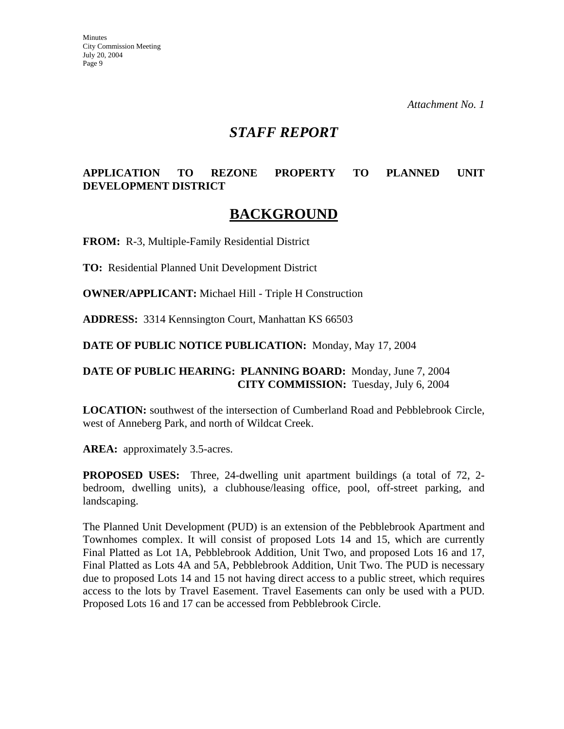*Attachment No. 1*

# *STAFF REPORT*

**APPLICATION TO REZONE PROPERTY TO PLANNED UNIT DEVELOPMENT DISTRICT**

## BACKGROUND

**FROM:** R-3, Multiple-Family Residential District

**TO:** Residential Planned Unit Development District

**OWNER/APPLICANT:** Michael Hill - Triple H Construction

**ADDRESS:** 3314 Kennsington Court, Manhattan KS 66503

**DATE OF PUBLIC NOTICE PUBLICATION:** Monday, May 17, 2004

**DATE OF PUBLIC HEARING: PLANNING BOARD:** Monday, June 7, 2004
**CITY COMMISSION:** Tuesday, July 6, 2004

**LOCATION:** southwest of the intersection of Cumberland Road and Pebblebrook Circle, west of Anneberg Park, and north of Wildcat Creek.

**AREA:** approximately 3.5-acres.

**PROPOSED USES:** Three, 24-dwelling unit apartment buildings (a total of 72, 2-bedroom, dwelling units), a clubhouse/leasing office, pool, off-street parking, and landscaping.

The Planned Unit Development (PUD) is an extension of the Pebblebrook Apartment and Townhomes complex. It will consist of proposed Lots 14 and 15, which are currently Final Platted as Lot 1A, Pebblebrook Addition, Unit Two, and proposed Lots 16 and 17, Final Platted as Lots 4A and 5A, Pebblebrook Addition, Unit Two. The PUD is necessary due to proposed Lots 14 and 15 not having direct access to a public street, which requires access to the lots by Travel Easement. Travel Easements can only be used with a PUD. Proposed Lots 16 and 17 can be accessed from Pebblebrook Circle.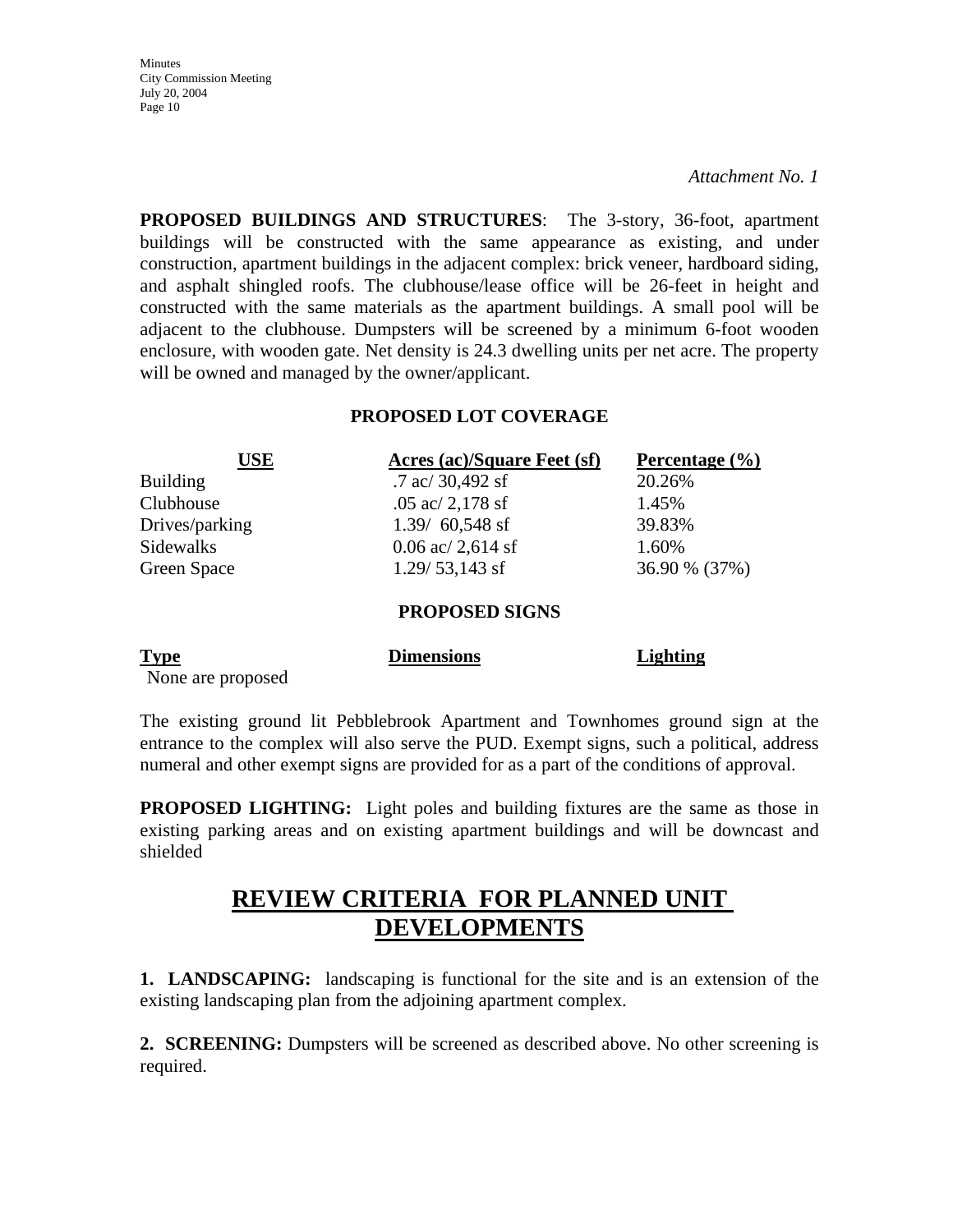*Attachment No. 1*

**PROPOSED BUILDINGS AND STRUCTURES**: The 3-story, 36-foot, apartment buildings will be constructed with the same appearance as existing, and under construction, apartment buildings in the adjacent complex: brick veneer, hardboard siding, and asphalt shingled roofs. The clubhouse/lease office will be 26-feet in height and constructed with the same materials as the apartment buildings. A small pool will be adjacent to the clubhouse. Dumpsters will be screened by a minimum 6-foot wooden enclosure, with wooden gate. Net density is 24.3 dwelling units per net acre. The property will be owned and managed by the owner/applicant.

**PROPOSED LOT COVERAGE**

| USE | Acres (ac)/Square Feet (sf) | Percentage (%) |
|---|---|---|
| Building | .7 ac/ 30,492 sf | 20.26% |
| Clubhouse | .05 ac/ 2,178 sf | 1.45% |
| Drives/parking | 1.39/ 60,548 sf | 39.83% |
| Sidewalks | 0.06 ac/ 2,614 sf | 1.60% |
| Green Space | 1.29/ 53,143 sf | 36.90 % (37%) |

**PROPOSED SIGNS**

| Type | Dimensions | Lighting |
|---|---|---|
| None are proposed | | |

The existing ground lit Pebblebrook Apartment and Townhomes ground sign at the entrance to the complex will also serve the PUD. Exempt signs, such a political, address numeral and other exempt signs are provided for as a part of the conditions of approval.

**PROPOSED LIGHTING:** Light poles and building fixtures are the same as those in existing parking areas and on existing apartment buildings and will be downcast and shielded

## REVIEW CRITERIA FOR PLANNED UNIT DEVELOPMENTS

**1. LANDSCAPING:** landscaping is functional for the site and is an extension of the existing landscaping plan from the adjoining apartment complex.

**2. SCREENING:** Dumpsters will be screened as described above. No other screening is required.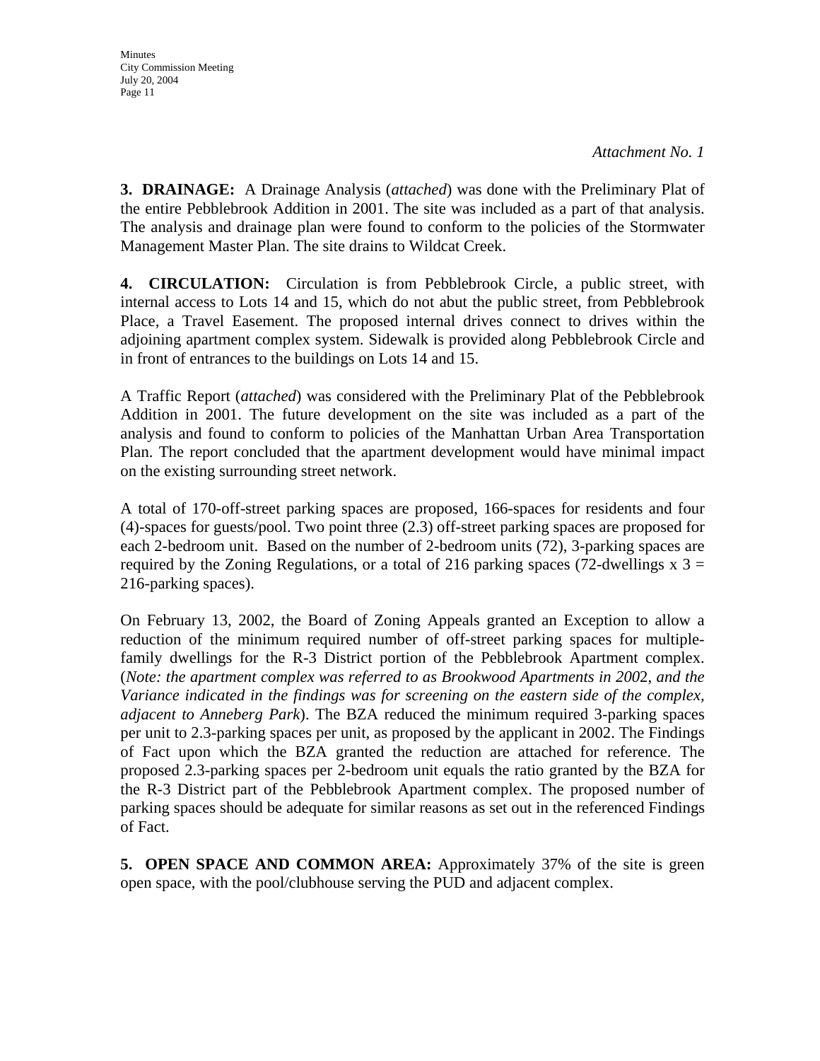*Attachment No. 1*

**3. DRAINAGE:** A Drainage Analysis (*attached*) was done with the Preliminary Plat of the entire Pebblebrook Addition in 2001. The site was included as a part of that analysis. The analysis and drainage plan were found to conform to the policies of the Stormwater Management Master Plan. The site drains to Wildcat Creek.

**4. CIRCULATION:** Circulation is from Pebblebrook Circle, a public street, with internal access to Lots 14 and 15, which do not abut the public street, from Pebblebrook Place, a Travel Easement. The proposed internal drives connect to drives within the adjoining apartment complex system. Sidewalk is provided along Pebblebrook Circle and in front of entrances to the buildings on Lots 14 and 15.

A Traffic Report (*attached*) was considered with the Preliminary Plat of the Pebblebrook Addition in 2001. The future development on the site was included as a part of the analysis and found to conform to policies of the Manhattan Urban Area Transportation Plan. The report concluded that the apartment development would have minimal impact on the existing surrounding street network.

A total of 170-off-street parking spaces are proposed, 166-spaces for residents and four (4)-spaces for guests/pool. Two point three (2.3) off-street parking spaces are proposed for each 2-bedroom unit. Based on the number of 2-bedroom units (72), 3-parking spaces are required by the Zoning Regulations, or a total of 216 parking spaces (72-dwellings x 3 = 216-parking spaces).

On February 13, 2002, the Board of Zoning Appeals granted an Exception to allow a reduction of the minimum required number of off-street parking spaces for multiple-family dwellings for the R-3 District portion of the Pebblebrook Apartment complex. (*Note: the apartment complex was referred to as Brookwood Apartments in 2002, and the Variance indicated in the findings was for screening on the eastern side of the complex, adjacent to Anneberg Park*). The BZA reduced the minimum required 3-parking spaces per unit to 2.3-parking spaces per unit, as proposed by the applicant in 2002. The Findings of Fact upon which the BZA granted the reduction are attached for reference. The proposed 2.3-parking spaces per 2-bedroom unit equals the ratio granted by the BZA for the R-3 District part of the Pebblebrook Apartment complex. The proposed number of parking spaces should be adequate for similar reasons as set out in the referenced Findings of Fact.

**5. OPEN SPACE AND COMMON AREA:** Approximately 37% of the site is green open space, with the pool/clubhouse serving the PUD and adjacent complex.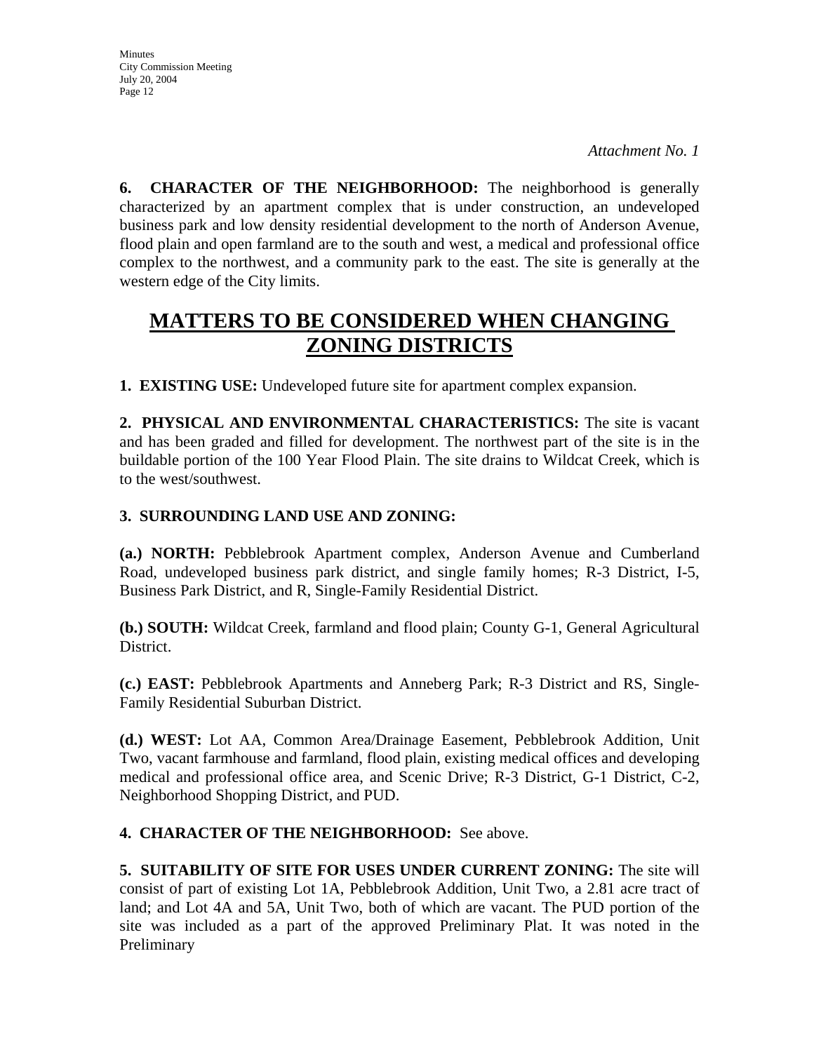*Attachment No. 1*

**6. CHARACTER OF THE NEIGHBORHOOD:** The neighborhood is generally characterized by an apartment complex that is under construction, an undeveloped business park and low density residential development to the north of Anderson Avenue, flood plain and open farmland are to the south and west, a medical and professional office complex to the northwest, and a community park to the east. The site is generally at the western edge of the City limits.

# MATTERS TO BE CONSIDERED WHEN CHANGING ZONING DISTRICTS

**1. EXISTING USE:** Undeveloped future site for apartment complex expansion.

**2. PHYSICAL AND ENVIRONMENTAL CHARACTERISTICS:** The site is vacant and has been graded and filled for development. The northwest part of the site is in the buildable portion of the 100 Year Flood Plain. The site drains to Wildcat Creek, which is to the west/southwest.

**3. SURROUNDING LAND USE AND ZONING:**

**(a.) NORTH:** Pebblebrook Apartment complex, Anderson Avenue and Cumberland Road, undeveloped business park district, and single family homes; R-3 District, I-5, Business Park District, and R, Single-Family Residential District.

**(b.) SOUTH:** Wildcat Creek, farmland and flood plain; County G-1, General Agricultural District.

**(c.) EAST:** Pebblebrook Apartments and Anneberg Park; R-3 District and RS, Single-Family Residential Suburban District.

**(d.) WEST:** Lot AA, Common Area/Drainage Easement, Pebblebrook Addition, Unit Two, vacant farmhouse and farmland, flood plain, existing medical offices and developing medical and professional office area, and Scenic Drive; R-3 District, G-1 District, C-2, Neighborhood Shopping District, and PUD.

**4. CHARACTER OF THE NEIGHBORHOOD:** See above.

**5. SUITABILITY OF SITE FOR USES UNDER CURRENT ZONING:** The site will consist of part of existing Lot 1A, Pebblebrook Addition, Unit Two, a 2.81 acre tract of land; and Lot 4A and 5A, Unit Two, both of which are vacant. The PUD portion of the site was included as a part of the approved Preliminary Plat. It was noted in the Preliminary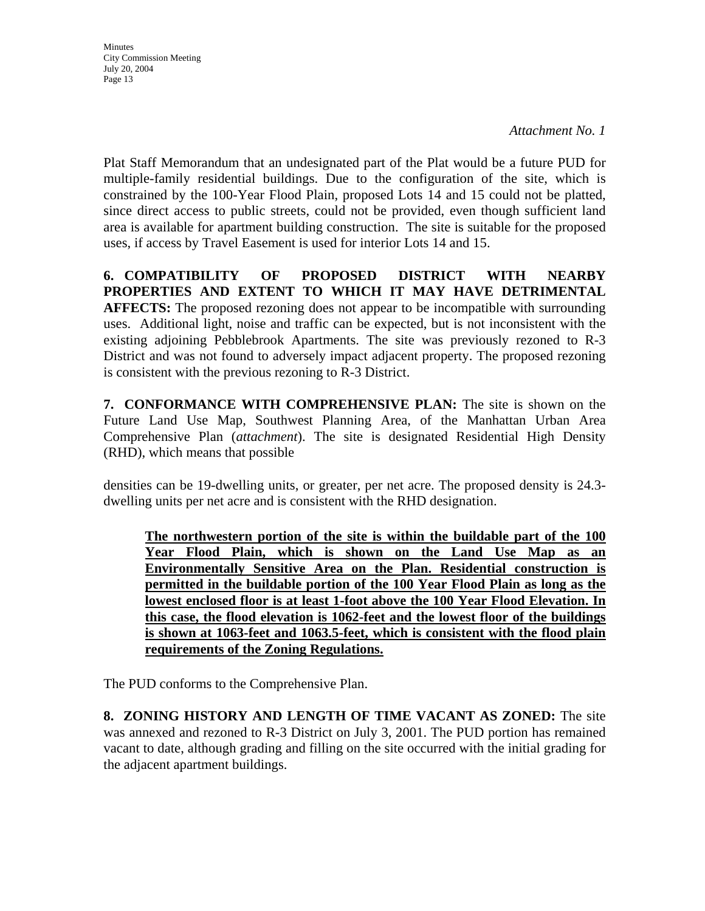*Attachment No. 1*

Plat Staff Memorandum that an undesignated part of the Plat would be a future PUD for multiple-family residential buildings. Due to the configuration of the site, which is constrained by the 100-Year Flood Plain, proposed Lots 14 and 15 could not be platted, since direct access to public streets, could not be provided, even though sufficient land area is available for apartment building construction. The site is suitable for the proposed uses, if access by Travel Easement is used for interior Lots 14 and 15.

**6. COMPATIBILITY OF PROPOSED DISTRICT WITH NEARBY PROPERTIES AND EXTENT TO WHICH IT MAY HAVE DETRIMENTAL AFFECTS:** The proposed rezoning does not appear to be incompatible with surrounding uses. Additional light, noise and traffic can be expected, but is not inconsistent with the existing adjoining Pebblebrook Apartments. The site was previously rezoned to R-3 District and was not found to adversely impact adjacent property. The proposed rezoning is consistent with the previous rezoning to R-3 District.

**7. CONFORMANCE WITH COMPREHENSIVE PLAN:** The site is shown on the Future Land Use Map, Southwest Planning Area, of the Manhattan Urban Area Comprehensive Plan (*attachment*). The site is designated Residential High Density (RHD), which means that possible

densities can be 19-dwelling units, or greater, per net acre. The proposed density is 24.3-dwelling units per net acre and is consistent with the RHD designation.

> <u>**The northwestern portion of the site is within the buildable part of the 100 Year Flood Plain, which is shown on the Land Use Map as an Environmentally Sensitive Area on the Plan. Residential construction is permitted in the buildable portion of the 100 Year Flood Plain as long as the lowest enclosed floor is at least 1-foot above the 100 Year Flood Elevation. In this case, the flood elevation is 1062-feet and the lowest floor of the buildings is shown at 1063-feet and 1063.5-feet, which is consistent with the flood plain requirements of the Zoning Regulations.**</u>

The PUD conforms to the Comprehensive Plan.

**8. ZONING HISTORY AND LENGTH OF TIME VACANT AS ZONED:** The site was annexed and rezoned to R-3 District on July 3, 2001. The PUD portion has remained vacant to date, although grading and filling on the site occurred with the initial grading for the adjacent apartment buildings.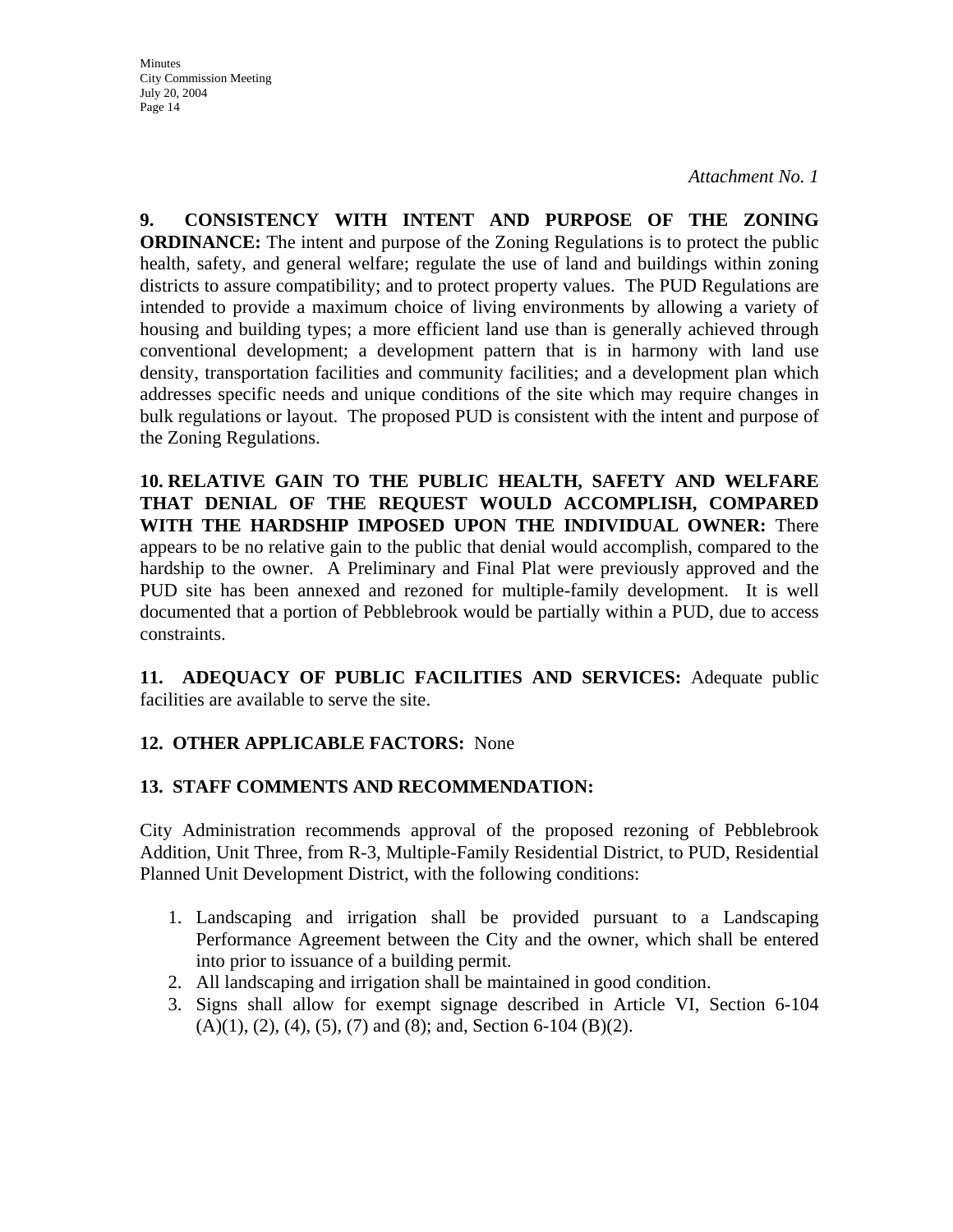*Attachment No. 1*

**9. CONSISTENCY WITH INTENT AND PURPOSE OF THE ZONING ORDINANCE:** The intent and purpose of the Zoning Regulations is to protect the public health, safety, and general welfare; regulate the use of land and buildings within zoning districts to assure compatibility; and to protect property values. The PUD Regulations are intended to provide a maximum choice of living environments by allowing a variety of housing and building types; a more efficient land use than is generally achieved through conventional development; a development pattern that is in harmony with land use density, transportation facilities and community facilities; and a development plan which addresses specific needs and unique conditions of the site which may require changes in bulk regulations or layout. The proposed PUD is consistent with the intent and purpose of the Zoning Regulations.

**10. RELATIVE GAIN TO THE PUBLIC HEALTH, SAFETY AND WELFARE THAT DENIAL OF THE REQUEST WOULD ACCOMPLISH, COMPARED WITH THE HARDSHIP IMPOSED UPON THE INDIVIDUAL OWNER:** There appears to be no relative gain to the public that denial would accomplish, compared to the hardship to the owner. A Preliminary and Final Plat were previously approved and the PUD site has been annexed and rezoned for multiple-family development. It is well documented that a portion of Pebblebrook would be partially within a PUD, due to access constraints.

**11. ADEQUACY OF PUBLIC FACILITIES AND SERVICES:** Adequate public facilities are available to serve the site.

**12. OTHER APPLICABLE FACTORS:** None

**13. STAFF COMMENTS AND RECOMMENDATION:**

City Administration recommends approval of the proposed rezoning of Pebblebrook Addition, Unit Three, from R-3, Multiple-Family Residential District, to PUD, Residential Planned Unit Development District, with the following conditions:

1. Landscaping and irrigation shall be provided pursuant to a Landscaping Performance Agreement between the City and the owner, which shall be entered into prior to issuance of a building permit.
2. All landscaping and irrigation shall be maintained in good condition.
3. Signs shall allow for exempt signage described in Article VI, Section 6-104 (A)(1), (2), (4), (5), (7) and (8); and, Section 6-104 (B)(2).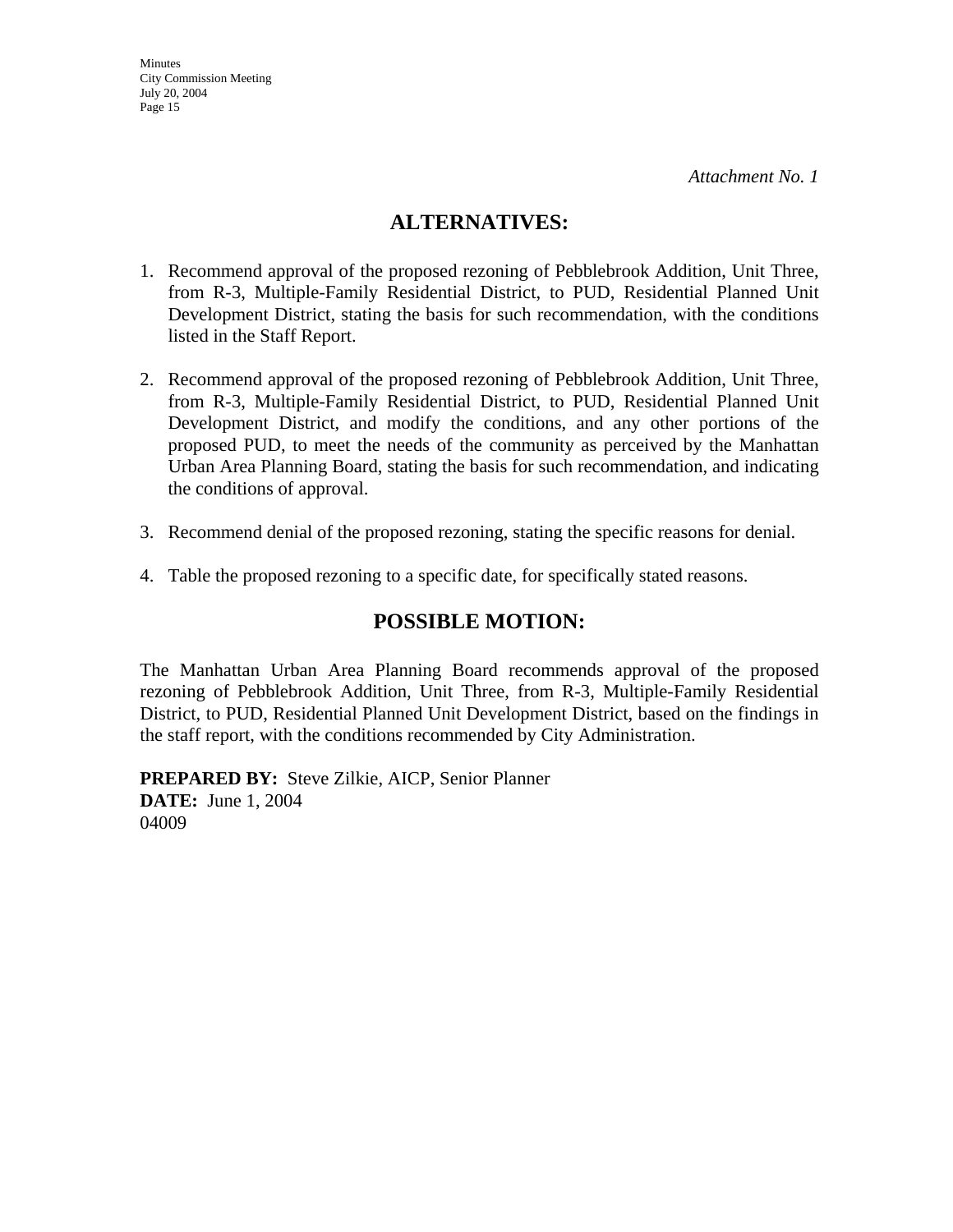*Attachment No. 1*

## ALTERNATIVES:

1. Recommend approval of the proposed rezoning of Pebblebrook Addition, Unit Three, from R-3, Multiple-Family Residential District, to PUD, Residential Planned Unit Development District, stating the basis for such recommendation, with the conditions listed in the Staff Report.

2. Recommend approval of the proposed rezoning of Pebblebrook Addition, Unit Three, from R-3, Multiple-Family Residential District, to PUD, Residential Planned Unit Development District, and modify the conditions, and any other portions of the proposed PUD, to meet the needs of the community as perceived by the Manhattan Urban Area Planning Board, stating the basis for such recommendation, and indicating the conditions of approval.

3. Recommend denial of the proposed rezoning, stating the specific reasons for denial.

4. Table the proposed rezoning to a specific date, for specifically stated reasons.

## POSSIBLE MOTION:

The Manhattan Urban Area Planning Board recommends approval of the proposed rezoning of Pebblebrook Addition, Unit Three, from R-3, Multiple-Family Residential District, to PUD, Residential Planned Unit Development District, based on the findings in the staff report, with the conditions recommended by City Administration.

**PREPARED BY:** Steve Zilkie, AICP, Senior Planner
**DATE:** June 1, 2004
04009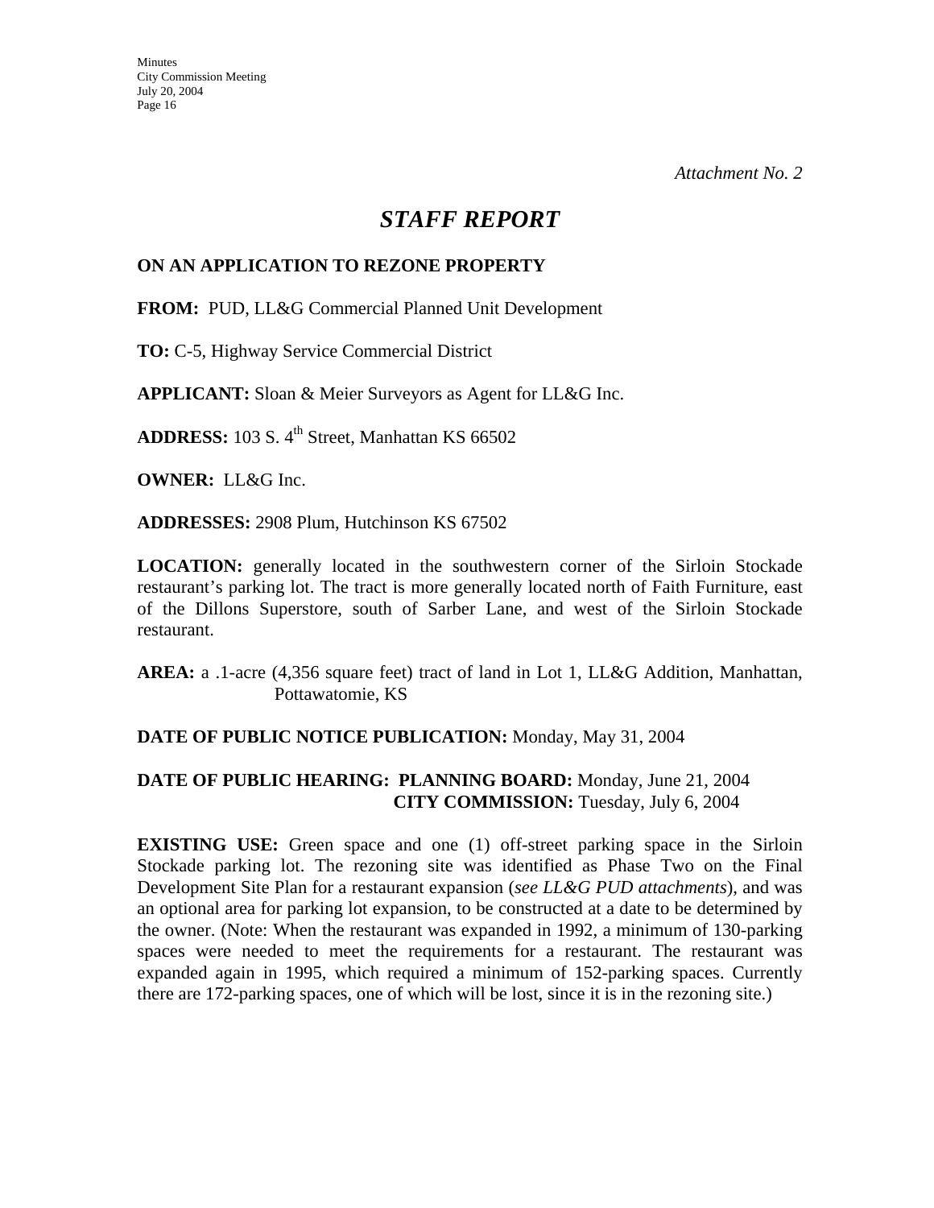*Attachment No. 2*

# *STAFF REPORT*

**ON AN APPLICATION TO REZONE PROPERTY**

**FROM:** PUD, LL&G Commercial Planned Unit Development

**TO:** C-5, Highway Service Commercial District

**APPLICANT:** Sloan & Meier Surveyors as Agent for LL&G Inc.

**ADDRESS:** 103 S. 4th Street, Manhattan KS 66502

**OWNER:** LL&G Inc.

**ADDRESSES:** 2908 Plum, Hutchinson KS 67502

**LOCATION:** generally located in the southwestern corner of the Sirloin Stockade restaurant's parking lot. The tract is more generally located north of Faith Furniture, east of the Dillons Superstore, south of Sarber Lane, and west of the Sirloin Stockade restaurant.

**AREA:** a .1-acre (4,356 square feet) tract of land in Lot 1, LL&G Addition, Manhattan, Pottawatomie, KS

**DATE OF PUBLIC NOTICE PUBLICATION:** Monday, May 31, 2004

**DATE OF PUBLIC HEARING: PLANNING BOARD:** Monday, June 21, 2004
**CITY COMMISSION:** Tuesday, July 6, 2004

**EXISTING USE:** Green space and one (1) off-street parking space in the Sirloin Stockade parking lot. The rezoning site was identified as Phase Two on the Final Development Site Plan for a restaurant expansion (*see LL&G PUD attachments*), and was an optional area for parking lot expansion, to be constructed at a date to be determined by the owner. (Note: When the restaurant was expanded in 1992, a minimum of 130-parking spaces were needed to meet the requirements for a restaurant. The restaurant was expanded again in 1995, which required a minimum of 152-parking spaces. Currently there are 172-parking spaces, one of which will be lost, since it is in the rezoning site.)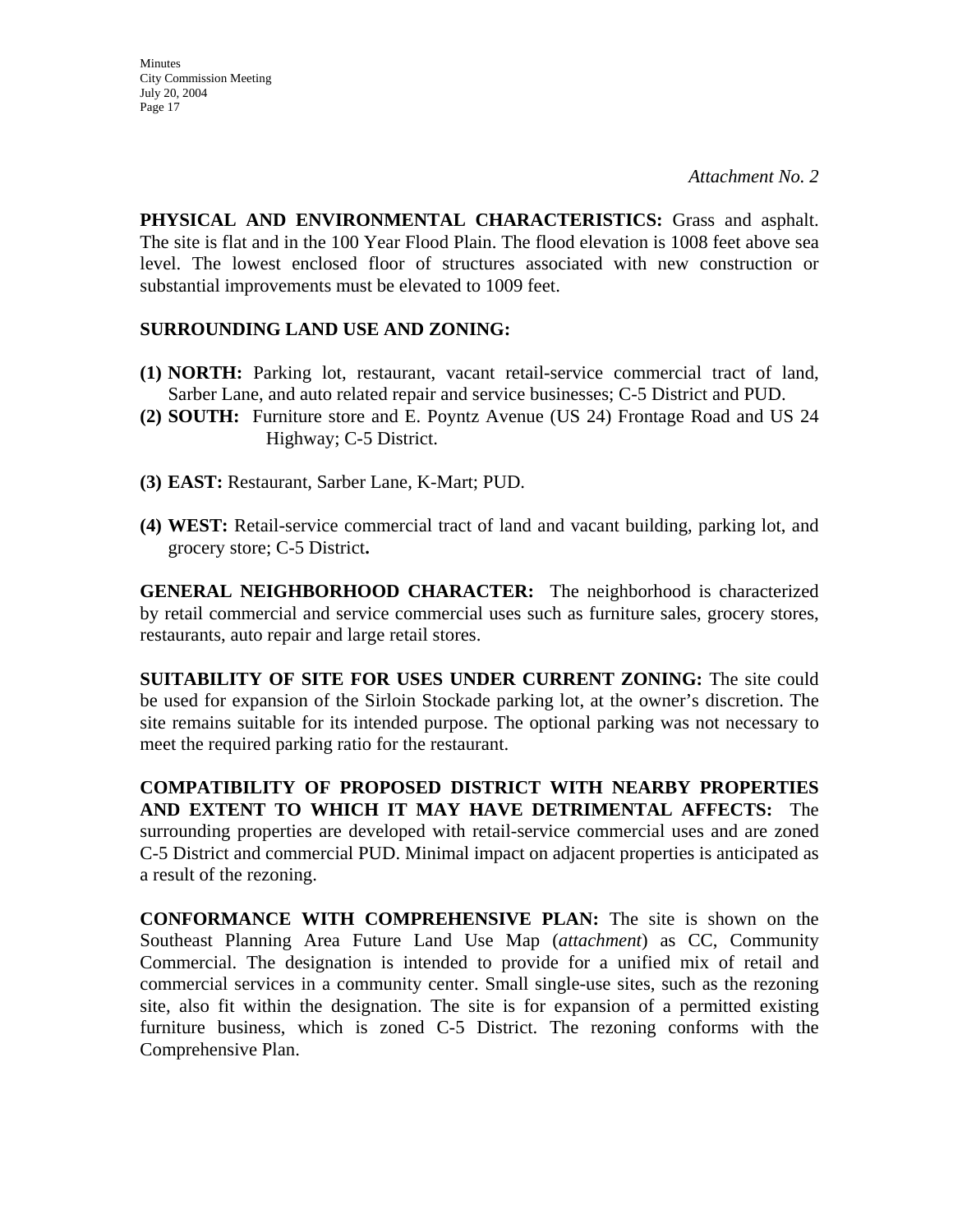*Attachment No. 2*

**PHYSICAL AND ENVIRONMENTAL CHARACTERISTICS:** Grass and asphalt. The site is flat and in the 100 Year Flood Plain. The flood elevation is 1008 feet above sea level. The lowest enclosed floor of structures associated with new construction or substantial improvements must be elevated to 1009 feet.

**SURROUNDING LAND USE AND ZONING:**

**(1) NORTH:** Parking lot, restaurant, vacant retail-service commercial tract of land, Sarber Lane, and auto related repair and service businesses; C-5 District and PUD.

**(2) SOUTH:** Furniture store and E. Poyntz Avenue (US 24) Frontage Road and US 24 Highway; C-5 District.

**(3) EAST:** Restaurant, Sarber Lane, K-Mart; PUD.

**(4) WEST:** Retail-service commercial tract of land and vacant building, parking lot, and grocery store; C-5 District**.**

**GENERAL NEIGHBORHOOD CHARACTER:** The neighborhood is characterized by retail commercial and service commercial uses such as furniture sales, grocery stores, restaurants, auto repair and large retail stores.

**SUITABILITY OF SITE FOR USES UNDER CURRENT ZONING:** The site could be used for expansion of the Sirloin Stockade parking lot, at the owner's discretion. The site remains suitable for its intended purpose. The optional parking was not necessary to meet the required parking ratio for the restaurant.

**COMPATIBILITY OF PROPOSED DISTRICT WITH NEARBY PROPERTIES AND EXTENT TO WHICH IT MAY HAVE DETRIMENTAL AFFECTS:** The surrounding properties are developed with retail-service commercial uses and are zoned C-5 District and commercial PUD. Minimal impact on adjacent properties is anticipated as a result of the rezoning.

**CONFORMANCE WITH COMPREHENSIVE PLAN:** The site is shown on the Southeast Planning Area Future Land Use Map (*attachment*) as CC, Community Commercial. The designation is intended to provide for a unified mix of retail and commercial services in a community center. Small single-use sites, such as the rezoning site, also fit within the designation. The site is for expansion of a permitted existing furniture business, which is zoned C-5 District. The rezoning conforms with the Comprehensive Plan.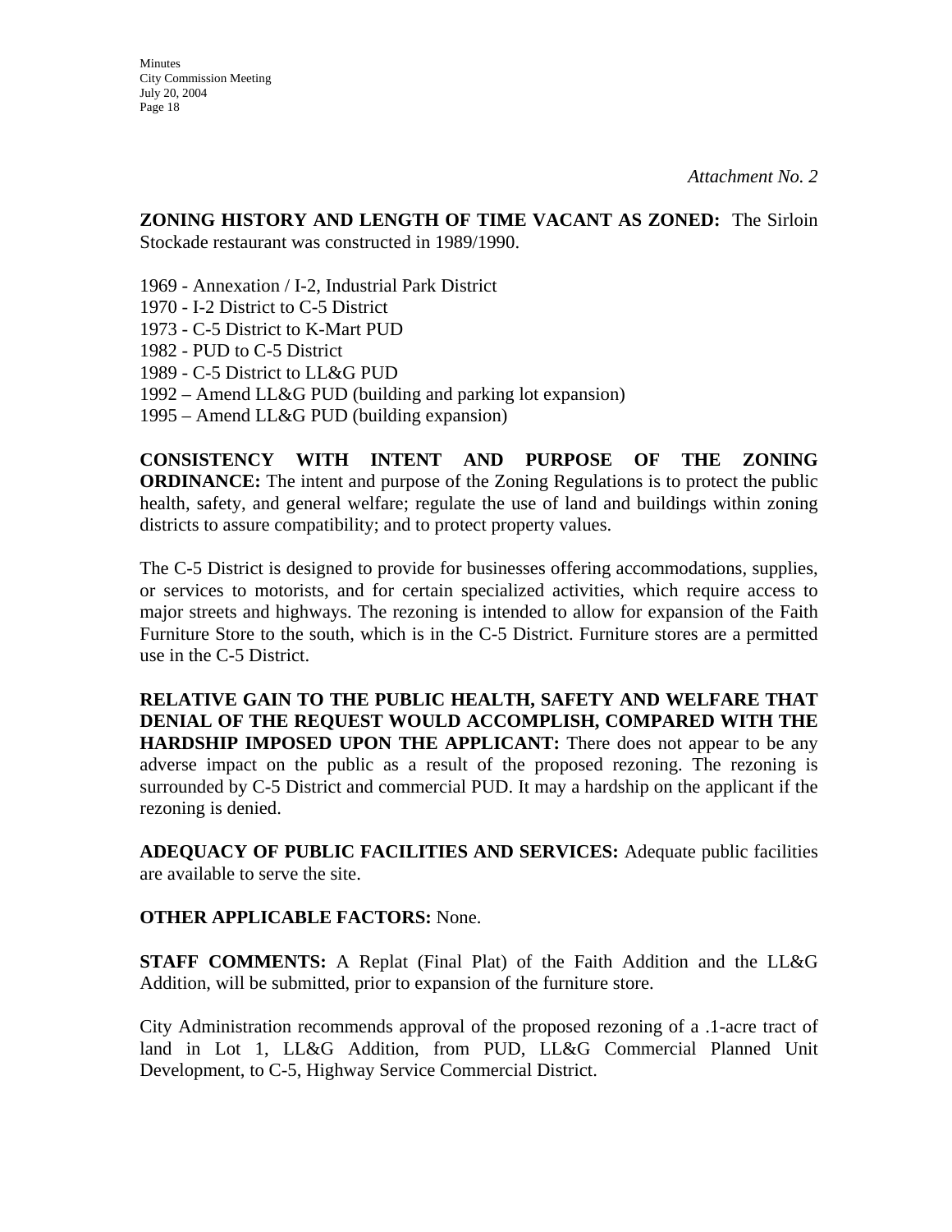*Attachment No. 2*

**ZONING HISTORY AND LENGTH OF TIME VACANT AS ZONED:** The Sirloin Stockade restaurant was constructed in 1989/1990.

1969 - Annexation / I-2, Industrial Park District
1970 - I-2 District to C-5 District
1973 - C-5 District to K-Mart PUD
1982 - PUD to C-5 District
1989 - C-5 District to LL&G PUD
1992 – Amend LL&G PUD (building and parking lot expansion)
1995 – Amend LL&G PUD (building expansion)

**CONSISTENCY WITH INTENT AND PURPOSE OF THE ZONING ORDINANCE:** The intent and purpose of the Zoning Regulations is to protect the public health, safety, and general welfare; regulate the use of land and buildings within zoning districts to assure compatibility; and to protect property values.

The C-5 District is designed to provide for businesses offering accommodations, supplies, or services to motorists, and for certain specialized activities, which require access to major streets and highways. The rezoning is intended to allow for expansion of the Faith Furniture Store to the south, which is in the C-5 District. Furniture stores are a permitted use in the C-5 District.

**RELATIVE GAIN TO THE PUBLIC HEALTH, SAFETY AND WELFARE THAT DENIAL OF THE REQUEST WOULD ACCOMPLISH, COMPARED WITH THE HARDSHIP IMPOSED UPON THE APPLICANT:** There does not appear to be any adverse impact on the public as a result of the proposed rezoning. The rezoning is surrounded by C-5 District and commercial PUD. It may a hardship on the applicant if the rezoning is denied.

**ADEQUACY OF PUBLIC FACILITIES AND SERVICES:** Adequate public facilities are available to serve the site.

**OTHER APPLICABLE FACTORS:** None.

**STAFF COMMENTS:** A Replat (Final Plat) of the Faith Addition and the LL&G Addition, will be submitted, prior to expansion of the furniture store.

City Administration recommends approval of the proposed rezoning of a .1-acre tract of land in Lot 1, LL&G Addition, from PUD, LL&G Commercial Planned Unit Development, to C-5, Highway Service Commercial District.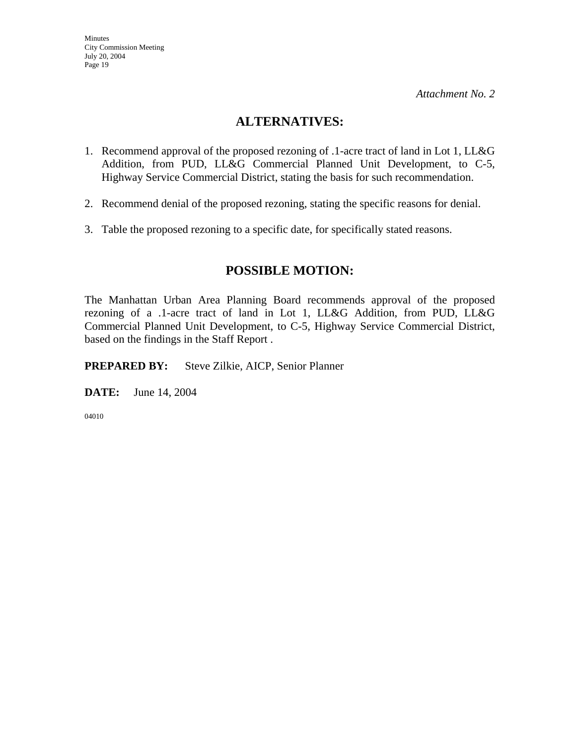*Attachment No. 2*

## ALTERNATIVES:

1. Recommend approval of the proposed rezoning of .1-acre tract of land in Lot 1, LL&G Addition, from PUD, LL&G Commercial Planned Unit Development, to C-5, Highway Service Commercial District, stating the basis for such recommendation.

2. Recommend denial of the proposed rezoning, stating the specific reasons for denial.

3. Table the proposed rezoning to a specific date, for specifically stated reasons.

## POSSIBLE MOTION:

The Manhattan Urban Area Planning Board recommends approval of the proposed rezoning of a .1-acre tract of land in Lot 1, LL&G Addition, from PUD, LL&G Commercial Planned Unit Development, to C-5, Highway Service Commercial District, based on the findings in the Staff Report .

**PREPARED BY:** Steve Zilkie, AICP, Senior Planner

**DATE:** June 14, 2004

04010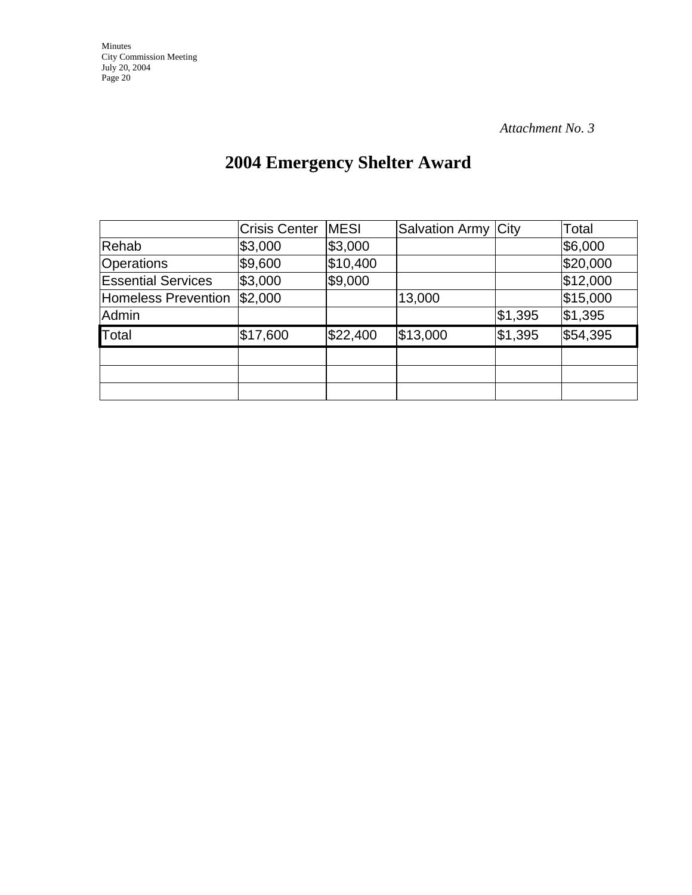*Attachment No. 3*

# 2004 Emergency Shelter Award

| | Crisis Center | MESI | Salvation Army | City | Total |
|---|---|---|---|---|---|
| Rehab | $3,000 | $3,000 | | | $6,000 |
| Operations | $9,600 | $10,400 | | | $20,000 |
| Essential Services | $3,000 | $9,000 | | | $12,000 |
| Homeless Prevention | $2,000 | | 13,000 | | $15,000 |
| Admin | | | | $1,395 | $1,395 |
| Total | $17,600 | $22,400 | $13,000 | $1,395 | $54,395 |
| | | | | | |
| | | | | | |
| | | | | | |